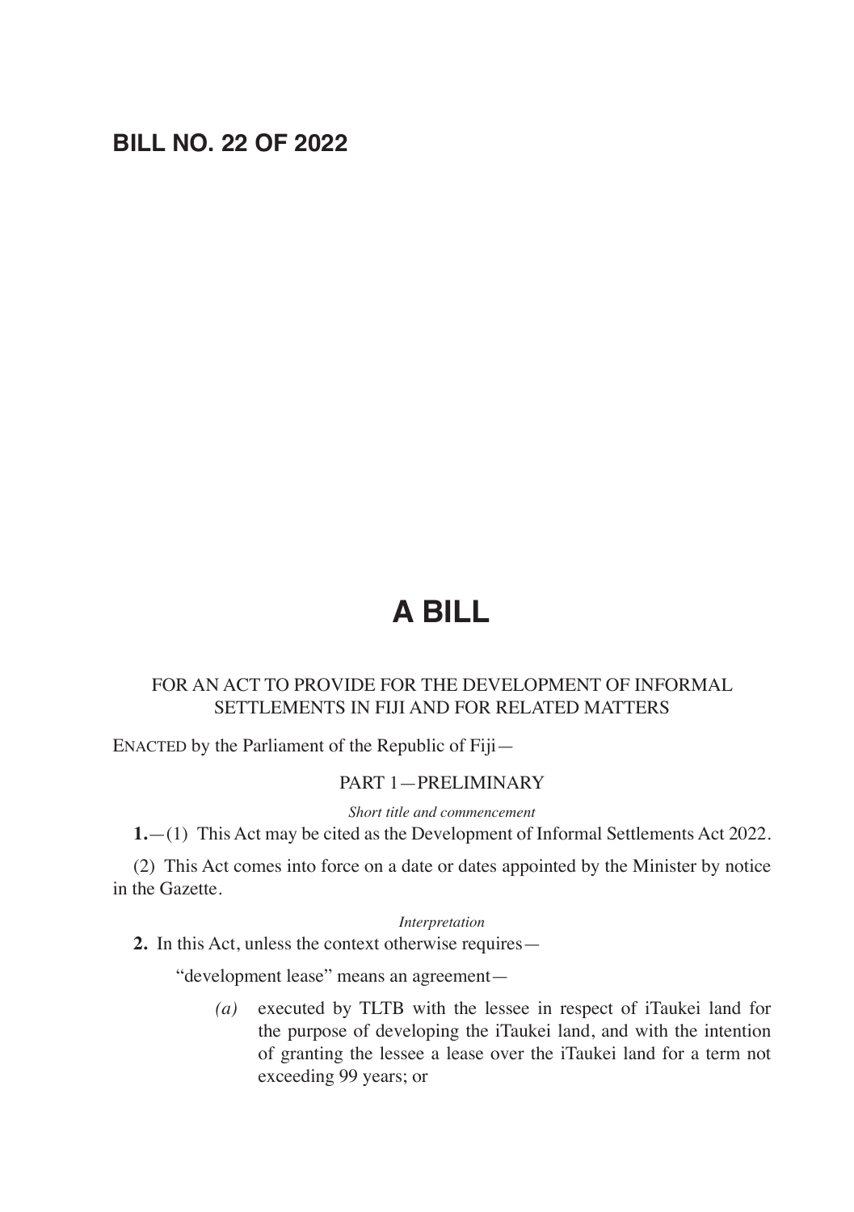# BILL NO. 22 OF 2022

# A BILL

FOR AN ACT TO PROVIDE FOR THE DEVELOPMENT OF INFORMAL SETTLEMENTS IN FIJI AND FOR RELATED MATTERS

ENACTED by the Parliament of the Republic of Fiji—

## PART 1—PRELIMINARY

*Short title and commencement*

**1.**—(1) This Act may be cited as the Development of Informal Settlements Act 2022.

(2) This Act comes into force on a date or dates appointed by the Minister by notice in the Gazette.

*Interpretation*

**2.** In this Act, unless the context otherwise requires—

"development lease" means an agreement—

*(a)* executed by TLTB with the lessee in respect of iTaukei land for the purpose of developing the iTaukei land, and with the intention of granting the lessee a lease over the iTaukei land for a term not exceeding 99 years; or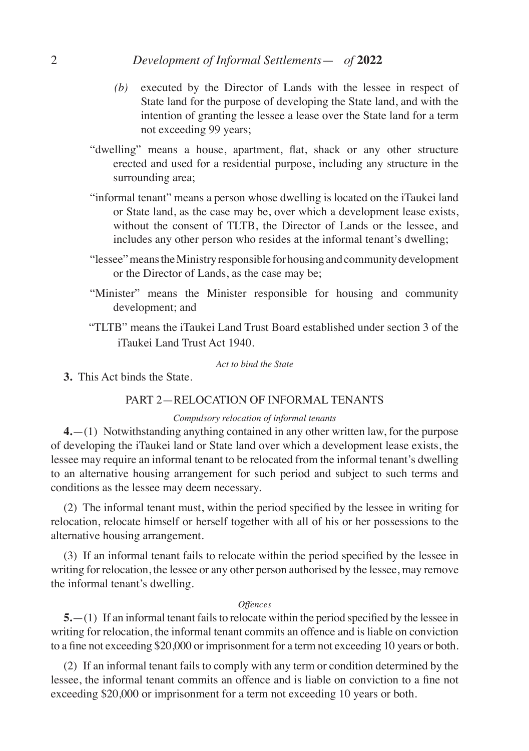*(b)* executed by the Director of Lands with the lessee in respect of State land for the purpose of developing the State land, and with the intention of granting the lessee a lease over the State land for a term not exceeding 99 years;

"dwelling" means a house, apartment, flat, shack or any other structure erected and used for a residential purpose, including any structure in the surrounding area;

"informal tenant" means a person whose dwelling is located on the iTaukei land or State land, as the case may be, over which a development lease exists, without the consent of TLTB, the Director of Lands or the lessee, and includes any other person who resides at the informal tenant's dwelling;

"lessee" means the Ministry responsible for housing and community development or the Director of Lands, as the case may be;

"Minister" means the Minister responsible for housing and community development; and

"TLTB" means the iTaukei Land Trust Board established under section 3 of the iTaukei Land Trust Act 1940.

*Act to bind the State*

**3.** This Act binds the State.

## PART 2—RELOCATION OF INFORMAL TENANTS

*Compulsory relocation of informal tenants*

**4.**—(1) Notwithstanding anything contained in any other written law, for the purpose of developing the iTaukei land or State land over which a development lease exists, the lessee may require an informal tenant to be relocated from the informal tenant's dwelling to an alternative housing arrangement for such period and subject to such terms and conditions as the lessee may deem necessary.

(2) The informal tenant must, within the period specified by the lessee in writing for relocation, relocate himself or herself together with all of his or her possessions to the alternative housing arrangement.

(3) If an informal tenant fails to relocate within the period specified by the lessee in writing for relocation, the lessee or any other person authorised by the lessee, may remove the informal tenant's dwelling.

*Offences*

**5.**—(1) If an informal tenant fails to relocate within the period specified by the lessee in writing for relocation, the informal tenant commits an offence and is liable on conviction to a fine not exceeding $20,000 or imprisonment for a term not exceeding 10 years or both.

(2) If an informal tenant fails to comply with any term or condition determined by the lessee, the informal tenant commits an offence and is liable on conviction to a fine not exceeding $20,000 or imprisonment for a term not exceeding 10 years or both.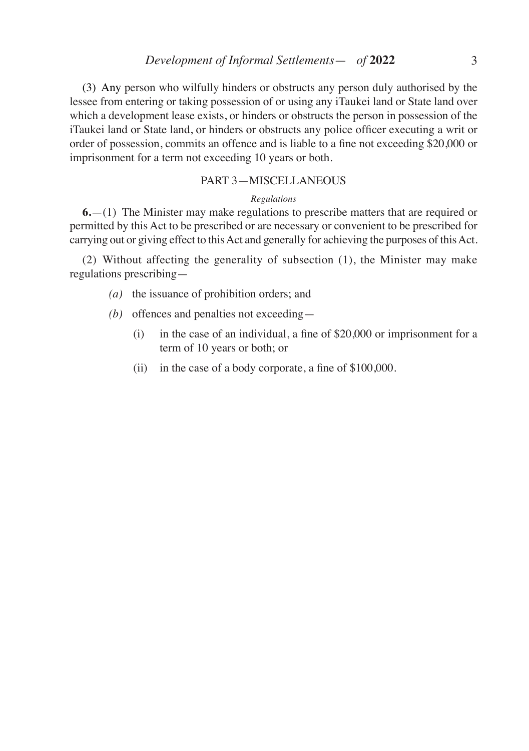(3) Any person who wilfully hinders or obstructs any person duly authorised by the lessee from entering or taking possession of or using any iTaukei land or State land over which a development lease exists, or hinders or obstructs the person in possession of the iTaukei land or State land, or hinders or obstructs any police officer executing a writ or order of possession, commits an offence and is liable to a fine not exceeding $20,000 or imprisonment for a term not exceeding 10 years or both.

## PART 3—MISCELLANEOUS

*Regulations*

**6.**—(1) The Minister may make regulations to prescribe matters that are required or permitted by this Act to be prescribed or are necessary or convenient to be prescribed for carrying out or giving effect to this Act and generally for achieving the purposes of this Act.

(2) Without affecting the generality of subsection (1), the Minister may make regulations prescribing—

- *(a)* the issuance of prohibition orders; and
- *(b)* offences and penalties not exceeding—
  - (i) in the case of an individual, a fine of $20,000 or imprisonment for a term of 10 years or both; or
  - (ii) in the case of a body corporate, a fine of $100,000.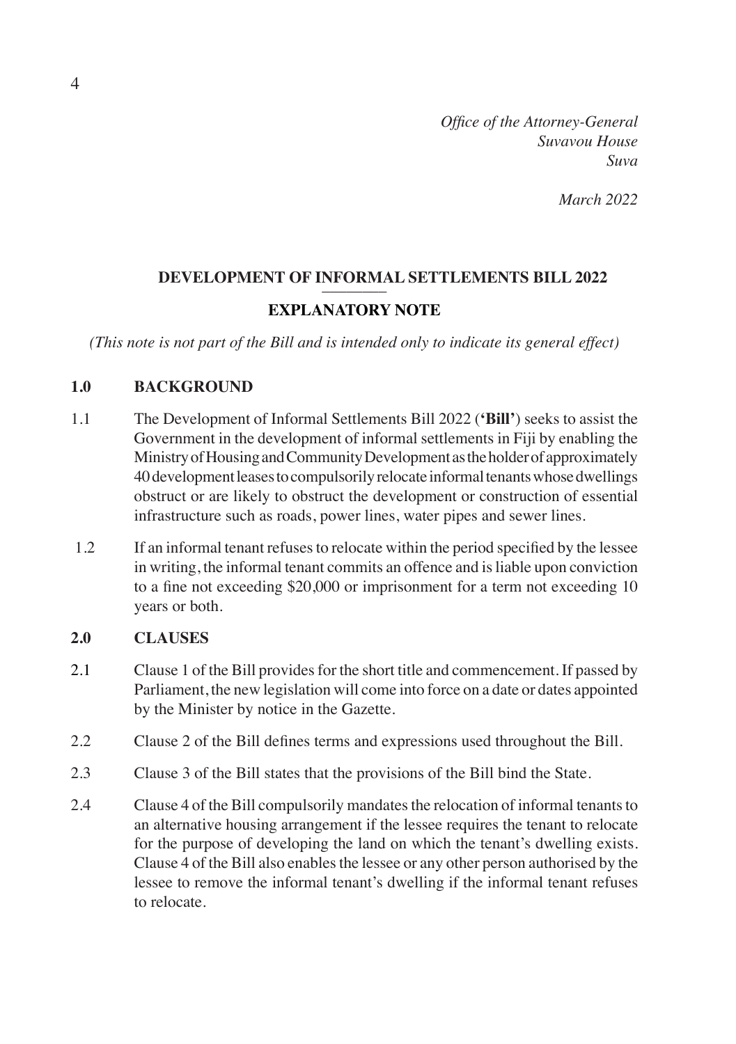*Office of the Attorney-General*
*Suvavou House*
*Suva*

*March 2022*

## DEVELOPMENT OF INFORMAL SETTLEMENTS BILL 2022

## EXPLANATORY NOTE

*(This note is not part of the Bill and is intended only to indicate its general effect)*

### 1.0 BACKGROUND

1.1 The Development of Informal Settlements Bill 2022 (**'Bill'**) seeks to assist the Government in the development of informal settlements in Fiji by enabling the Ministry of Housing and Community Development as the holder of approximately 40 development leases to compulsorily relocate informal tenants whose dwellings obstruct or are likely to obstruct the development or construction of essential infrastructure such as roads, power lines, water pipes and sewer lines.

1.2 If an informal tenant refuses to relocate within the period specified by the lessee in writing, the informal tenant commits an offence and is liable upon conviction to a fine not exceeding $20,000 or imprisonment for a term not exceeding 10 years or both.

### 2.0 CLAUSES

2.1 Clause 1 of the Bill provides for the short title and commencement. If passed by Parliament, the new legislation will come into force on a date or dates appointed by the Minister by notice in the Gazette.

2.2 Clause 2 of the Bill defines terms and expressions used throughout the Bill.

2.3 Clause 3 of the Bill states that the provisions of the Bill bind the State.

2.4 Clause 4 of the Bill compulsorily mandates the relocation of informal tenants to an alternative housing arrangement if the lessee requires the tenant to relocate for the purpose of developing the land on which the tenant's dwelling exists. Clause 4 of the Bill also enables the lessee or any other person authorised by the lessee to remove the informal tenant's dwelling if the informal tenant refuses to relocate.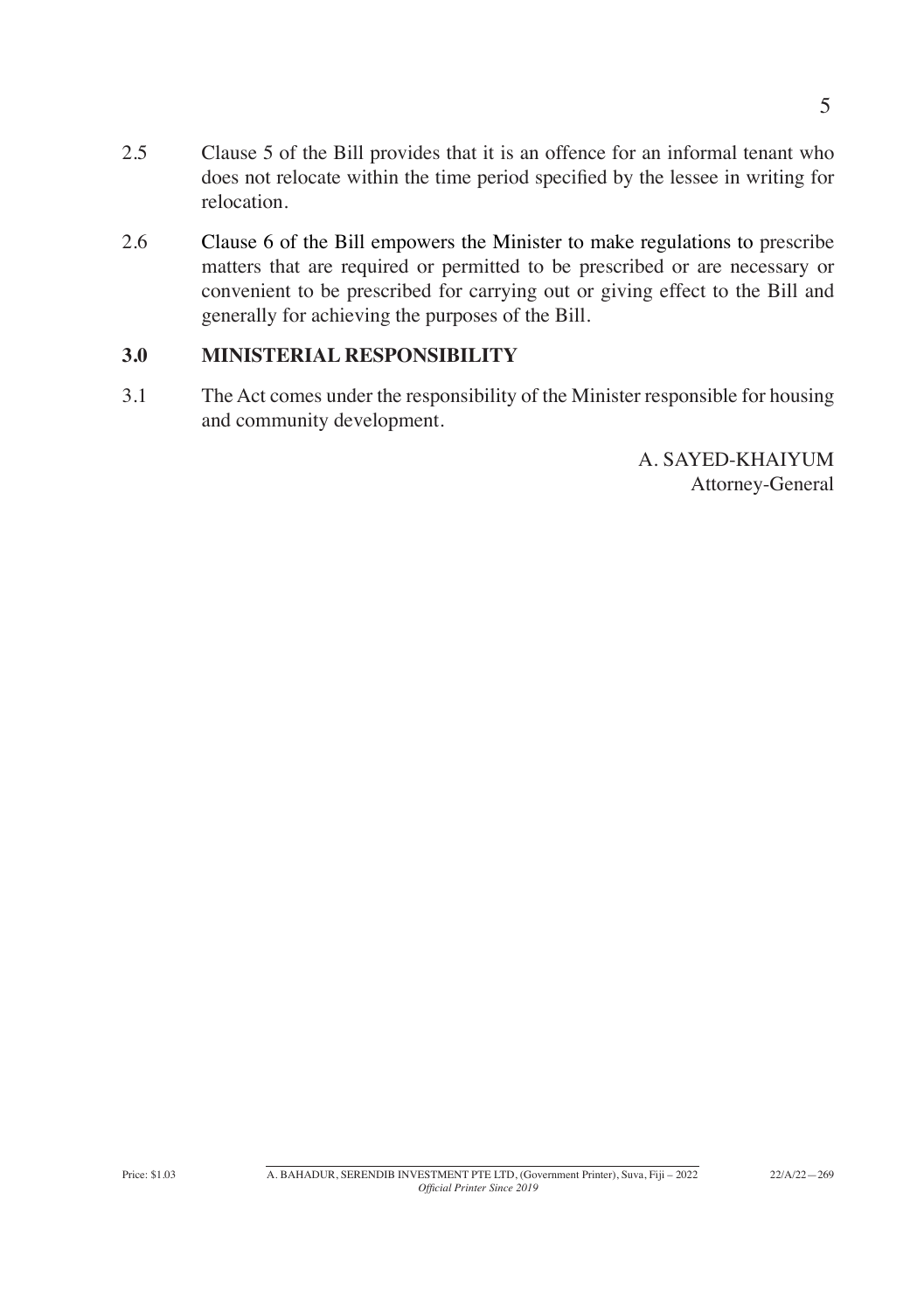2.5 Clause 5 of the Bill provides that it is an offence for an informal tenant who does not relocate within the time period specified by the lessee in writing for relocation.

2.6 Clause 6 of the Bill empowers the Minister to make regulations to prescribe matters that are required or permitted to be prescribed or are necessary or convenient to be prescribed for carrying out or giving effect to the Bill and generally for achieving the purposes of the Bill.

## 3.0 MINISTERIAL RESPONSIBILITY

3.1 The Act comes under the responsibility of the Minister responsible for housing and community development.

A. SAYED-KHAIYUM
Attorney-General

Price: $1.03

A. BAHADUR, SERENDIB INVESTMENT PTE LTD, (Government Printer), Suva, Fiji – 2022
*Official Printer Since 2019*

22/A/22—269